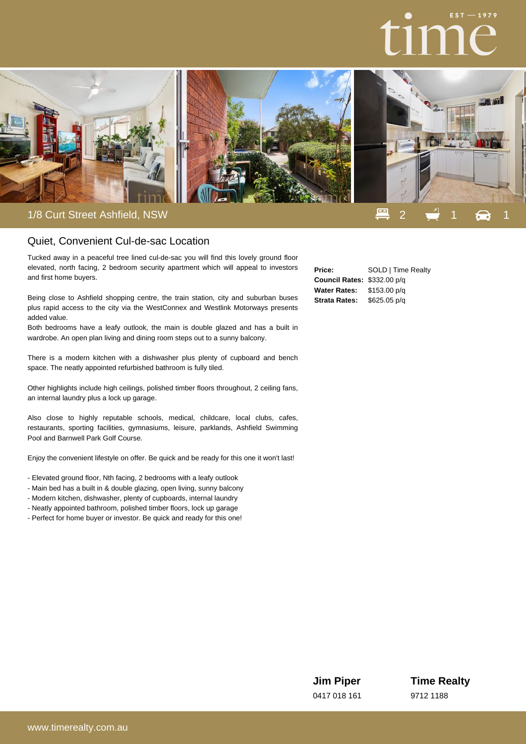1/8 Curt Street Ashfield, NSW

2 bed | 1 bath | 1 car

## Quiet, Convenient Cul-de-sac Location

Tucked away in a peaceful tree lined cul-de-sac you will find this lovely ground floor elevated, north facing, 2 bedroom security apartment which will appeal to investors and first home buyers.

Being close to Ashfield shopping centre, the train station, city and suburban buses plus rapid access to the city via the WestConnex and Westlink Motorways presents added value.

Both bedrooms have a leafy outlook, the main is double glazed and has a built in wardrobe. An open plan living and dining room steps out to a sunny balcony.

There is a modern kitchen with a dishwasher plus plenty of cupboard and bench space. The neatly appointed refurbished bathroom is fully tiled.

Other highlights include high ceilings, polished timber floors throughout, 2 ceiling fans, an internal laundry plus a lock up garage.

Also close to highly reputable schools, medical, childcare, local clubs, cafes, restaurants, sporting facilities, gymnasiums, leisure, parklands, Ashfield Swimming Pool and Barnwell Park Golf Course.

Enjoy the convenient lifestyle on offer. Be quick and be ready for this one it won't last!

- Elevated ground floor, Nth facing, 2 bedrooms with a leafy outlook
- Main bed has a built in & double glazing, open living, sunny balcony
- Modern kitchen, dishwasher, plenty of cupboards, internal laundry
- Neatly appointed bathroom, polished timber floors, lock up garage
- Perfect for home buyer or investor. Be quick and ready for this one!

| | |
|---|---|
| **Price:** | SOLD \| Time Realty |
| **Council Rates:** | $332.00 p/q |
| **Water Rates:** | $153.00 p/q |
| **Strata Rates:** | $625.05 p/q |

**Jim Piper**
0417 018 161

**Time Realty**
9712 1188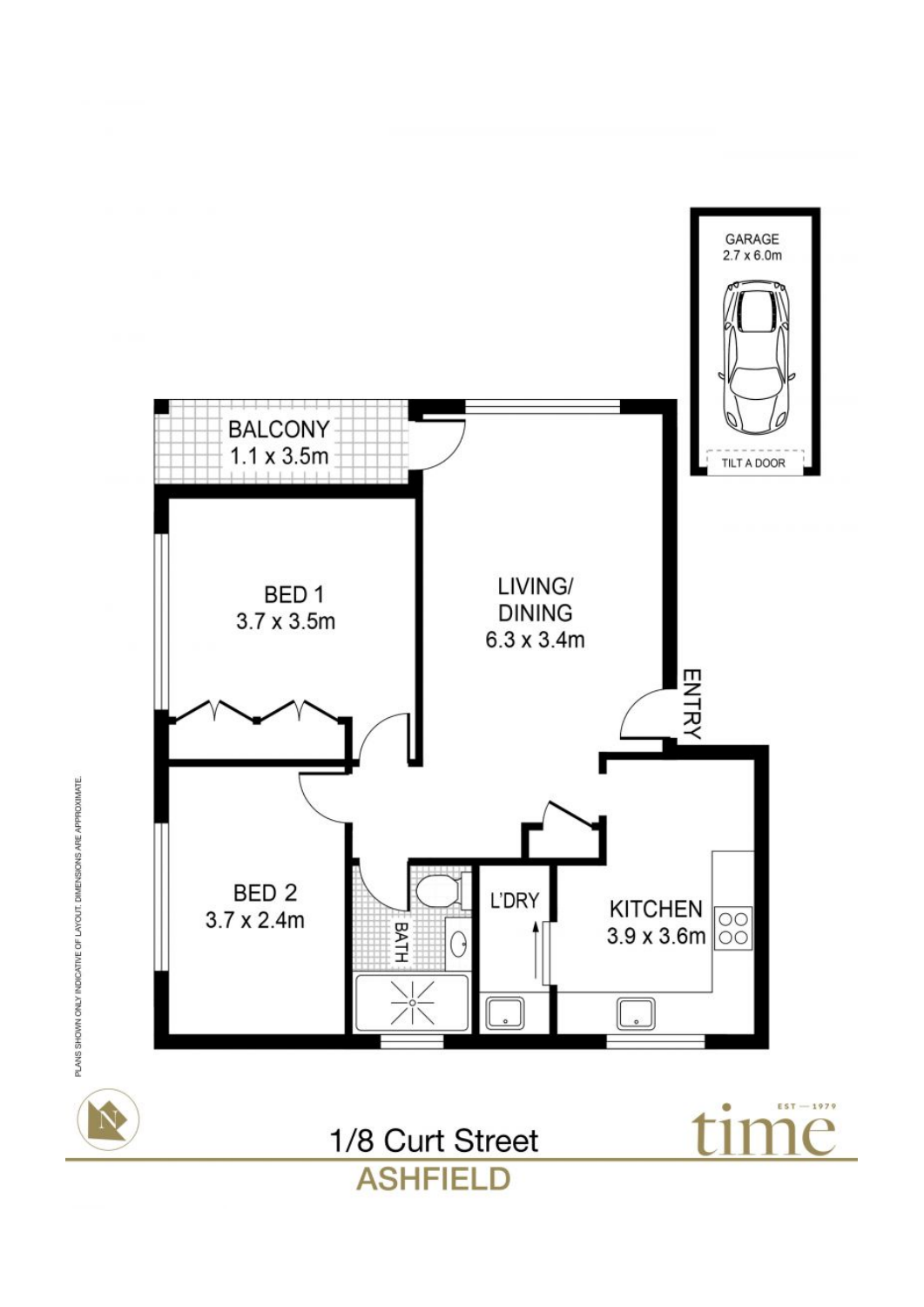GARAGE
2.7 x 6.0m

TILT A DOOR

BALCONY
1.1 x 3.5m

BED 1
3.7 x 3.5m

LIVING/
DINING
6.3 x 3.4m

ENTRY

BED 2
3.7 x 2.4m

BATH

L'DRY

KITCHEN
3.9 x 3.6m

PLANS SHOWN ONLY INDICATIVE OF LAYOUT. DIMENSIONS ARE APPROXIMATE.

1/8 Curt Street

ASHFIELD

time
EST — 1979